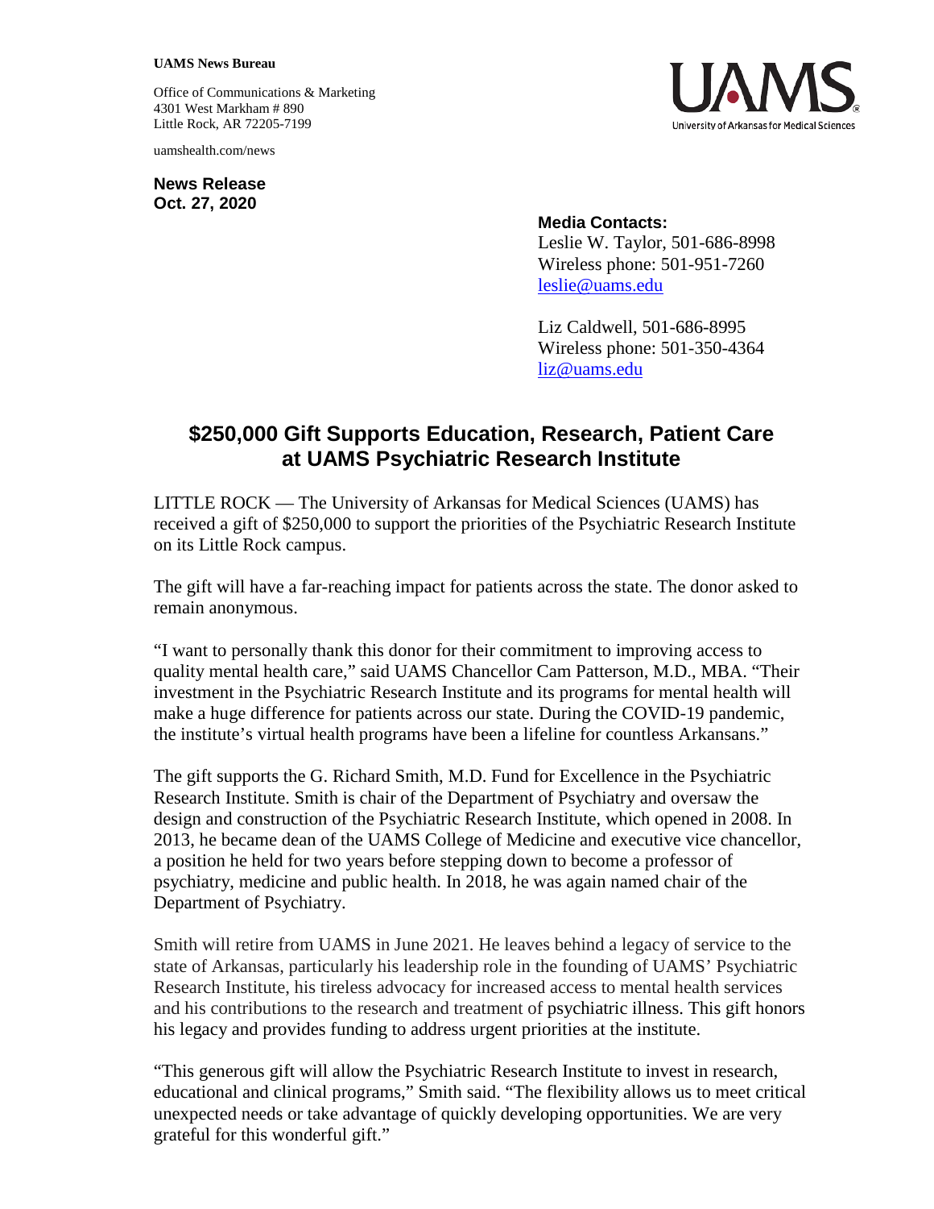**UAMS News Bureau**

Office of Communications & Marketing
4301 West Markham # 890
Little Rock, AR 72205-7199

uamshealth.com/news

**News Release**
**Oct. 27, 2020**

**Media Contacts:**
Leslie W. Taylor, 501-686-8998
Wireless phone: 501-951-7260
leslie@uams.edu

Liz Caldwell, 501-686-8995
Wireless phone: 501-350-4364
liz@uams.edu

# $250,000 Gift Supports Education, Research, Patient Care at UAMS Psychiatric Research Institute

LITTLE ROCK — The University of Arkansas for Medical Sciences (UAMS) has received a gift of $250,000 to support the priorities of the Psychiatric Research Institute on its Little Rock campus.

The gift will have a far-reaching impact for patients across the state. The donor asked to remain anonymous.

"I want to personally thank this donor for their commitment to improving access to quality mental health care," said UAMS Chancellor Cam Patterson, M.D., MBA. "Their investment in the Psychiatric Research Institute and its programs for mental health will make a huge difference for patients across our state. During the COVID-19 pandemic, the institute's virtual health programs have been a lifeline for countless Arkansans."

The gift supports the G. Richard Smith, M.D. Fund for Excellence in the Psychiatric Research Institute. Smith is chair of the Department of Psychiatry and oversaw the design and construction of the Psychiatric Research Institute, which opened in 2008. In 2013, he became dean of the UAMS College of Medicine and executive vice chancellor, a position he held for two years before stepping down to become a professor of psychiatry, medicine and public health. In 2018, he was again named chair of the Department of Psychiatry.

Smith will retire from UAMS in June 2021. He leaves behind a legacy of service to the state of Arkansas, particularly his leadership role in the founding of UAMS' Psychiatric Research Institute, his tireless advocacy for increased access to mental health services and his contributions to the research and treatment of psychiatric illness. This gift honors his legacy and provides funding to address urgent priorities at the institute.

"This generous gift will allow the Psychiatric Research Institute to invest in research, educational and clinical programs," Smith said. "The flexibility allows us to meet critical unexpected needs or take advantage of quickly developing opportunities. We are very grateful for this wonderful gift."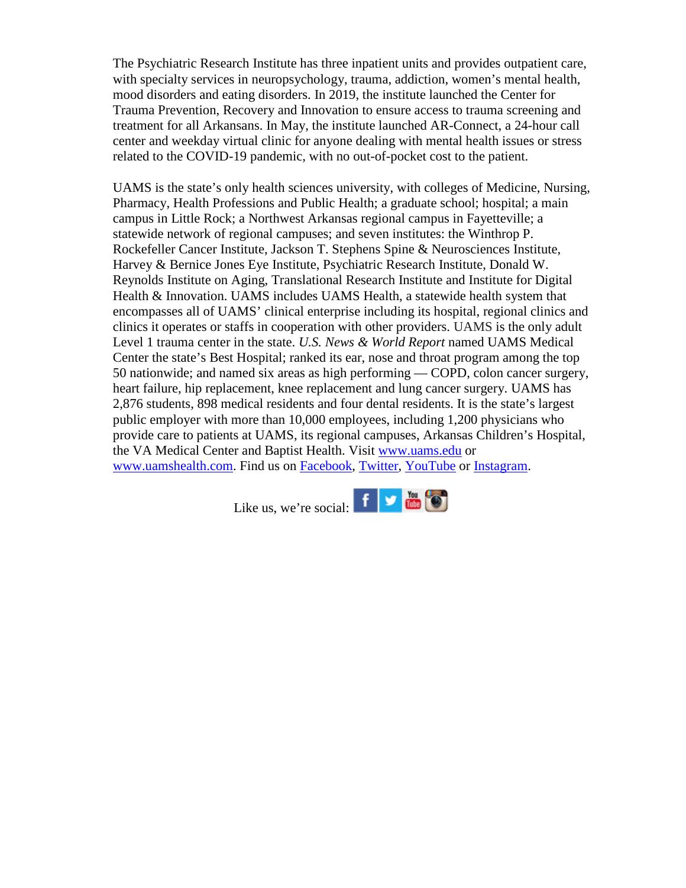The Psychiatric Research Institute has three inpatient units and provides outpatient care, with specialty services in neuropsychology, trauma, addiction, women's mental health, mood disorders and eating disorders. In 2019, the institute launched the Center for Trauma Prevention, Recovery and Innovation to ensure access to trauma screening and treatment for all Arkansans. In May, the institute launched AR-Connect, a 24-hour call center and weekday virtual clinic for anyone dealing with mental health issues or stress related to the COVID-19 pandemic, with no out-of-pocket cost to the patient.

UAMS is the state's only health sciences university, with colleges of Medicine, Nursing, Pharmacy, Health Professions and Public Health; a graduate school; hospital; a main campus in Little Rock; a Northwest Arkansas regional campus in Fayetteville; a statewide network of regional campuses; and seven institutes: the Winthrop P. Rockefeller Cancer Institute, Jackson T. Stephens Spine & Neurosciences Institute, Harvey & Bernice Jones Eye Institute, Psychiatric Research Institute, Donald W. Reynolds Institute on Aging, Translational Research Institute and Institute for Digital Health & Innovation. UAMS includes UAMS Health, a statewide health system that encompasses all of UAMS' clinical enterprise including its hospital, regional clinics and clinics it operates or staffs in cooperation with other providers. UAMS is the only adult Level 1 trauma center in the state. *U.S. News & World Report* named UAMS Medical Center the state's Best Hospital; ranked its ear, nose and throat program among the top 50 nationwide; and named six areas as high performing — COPD, colon cancer surgery, heart failure, hip replacement, knee replacement and lung cancer surgery. UAMS has 2,876 students, 898 medical residents and four dental residents. It is the state's largest public employer with more than 10,000 employees, including 1,200 physicians who provide care to patients at UAMS, its regional campuses, Arkansas Children's Hospital, the VA Medical Center and Baptist Health. Visit [www.uams.edu](www.uams.edu) or [www.uamshealth.com](www.uamshealth.com). Find us on Facebook, Twitter, YouTube or Instagram.

Like us, we're social: